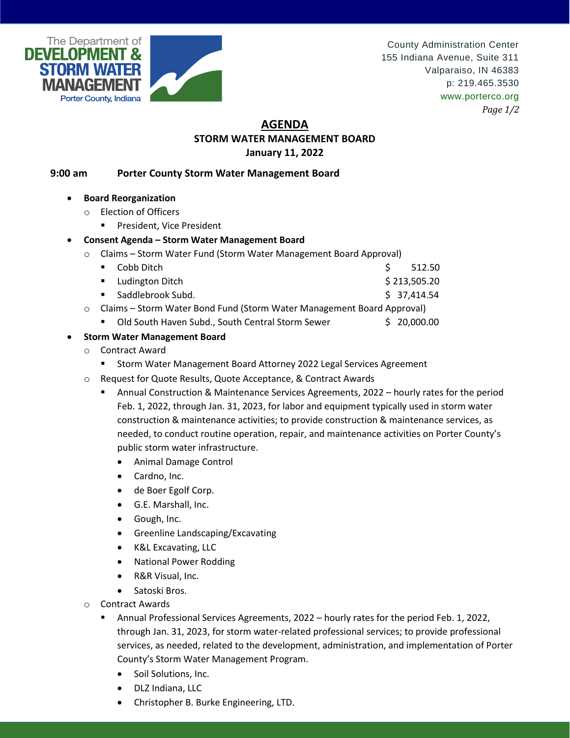The Department of
**DEVELOPMENT & STORM WATER MANAGEMENT**
Porter County, Indiana

County Administration Center
155 Indiana Avenue, Suite 311
Valparaiso, IN 46383
p: 219.465.3530
www.porterco.org

# AGENDA

## STORM WATER MANAGEMENT BOARD

**January 11, 2022**

**9:00 am Porter County Storm Water Management Board**

- **Board Reorganization**
  - Election of Officers
    - President, Vice President
- **Consent Agenda – Storm Water Management Board**
  - Claims – Storm Water Fund (Storm Water Management Board Approval)
    - Cobb Ditch $ 512.50
    - Ludington Ditch $ 213,505.20
    - Saddlebrook Subd. $ 37,414.54
  - Claims – Storm Water Bond Fund (Storm Water Management Board Approval)
    - Old South Haven Subd., South Central Storm Sewer $ 20,000.00
- **Storm Water Management Board**
  - Contract Award
    - Storm Water Management Board Attorney 2022 Legal Services Agreement
  - Request for Quote Results, Quote Acceptance, & Contract Awards
    - Annual Construction & Maintenance Services Agreements, 2022 – hourly rates for the period Feb. 1, 2022, through Jan. 31, 2023, for labor and equipment typically used in storm water construction & maintenance activities; to provide construction & maintenance services, as needed, to conduct routine operation, repair, and maintenance activities on Porter County's public storm water infrastructure.
      - Animal Damage Control
      - Cardno, Inc.
      - de Boer Egolf Corp.
      - G.E. Marshall, Inc.
      - Gough, Inc.
      - Greenline Landscaping/Excavating
      - K&L Excavating, LLC
      - National Power Rodding
      - R&R Visual, Inc.
      - Satoski Bros.
  - Contract Awards
    - Annual Professional Services Agreements, 2022 – hourly rates for the period Feb. 1, 2022, through Jan. 31, 2023, for storm water-related professional services; to provide professional services, as needed, related to the development, administration, and implementation of Porter County's Storm Water Management Program.
      - Soil Solutions, Inc.
      - DLZ Indiana, LLC
      - Christopher B. Burke Engineering, LTD.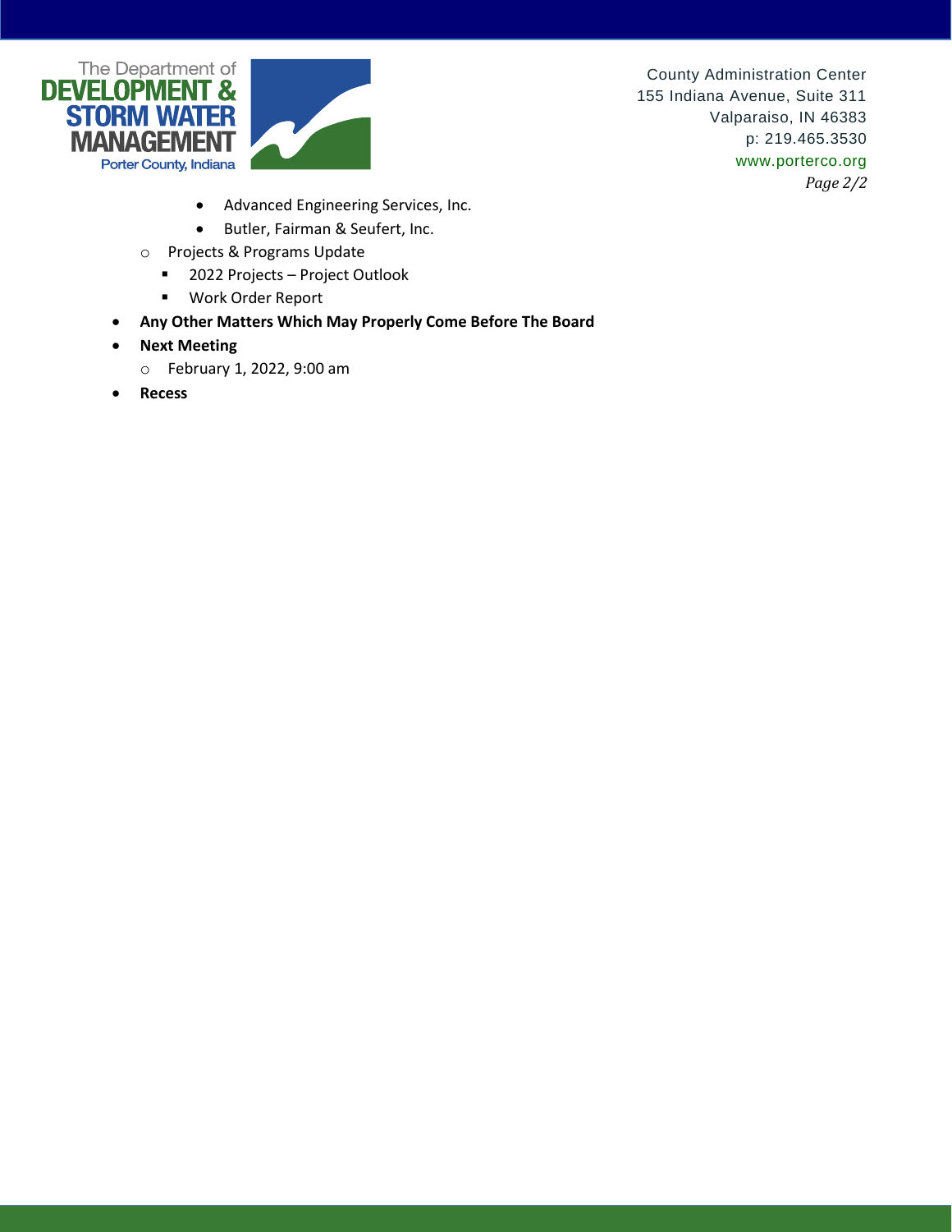- Advanced Engineering Services, Inc.
- Butler, Fairman & Seufert, Inc.

  - Projects & Programs Update
    - 2022 Projects – Project Outlook
    - Work Order Report

- **Any Other Matters Which May Properly Come Before The Board**
- **Next Meeting**
  - February 1, 2022, 9:00 am
- **Recess**